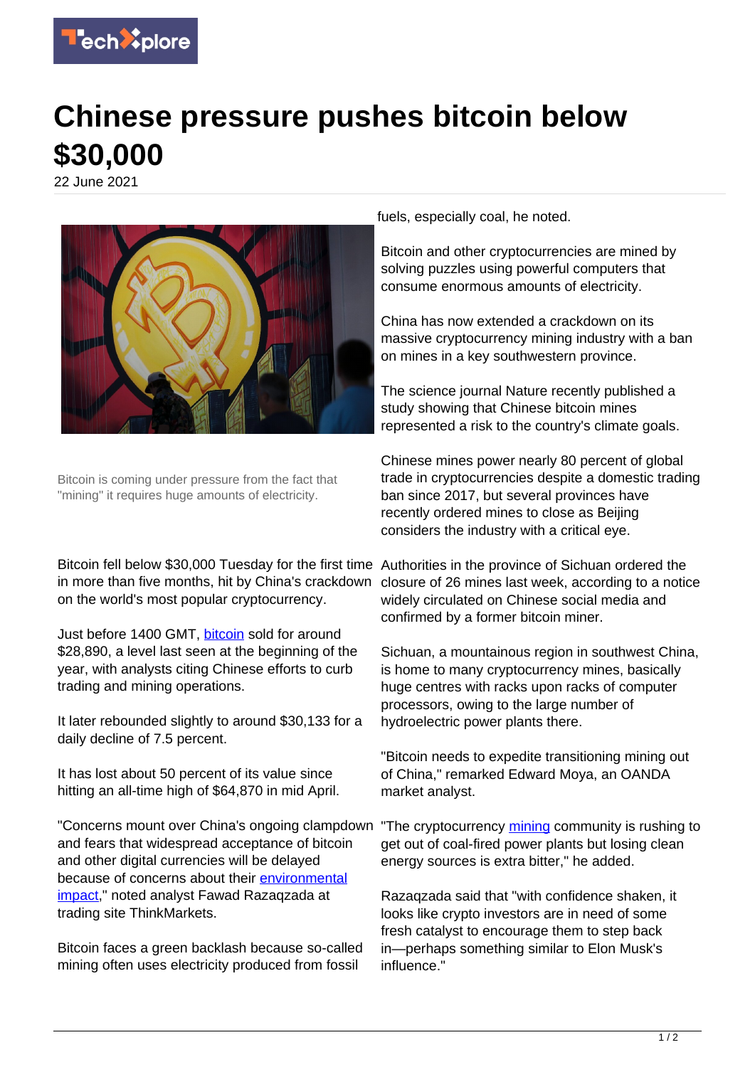# Chinese pressure pushes bitcoin below $30,000

22 June 2021

Bitcoin is coming under pressure from the fact that "mining" it requires huge amounts of electricity.

Bitcoin fell below $30,000 Tuesday for the first time in more than five months, hit by China's crackdown on the world's most popular cryptocurrency.

Just before 1400 GMT, bitcoin sold for around $28,890, a level last seen at the beginning of the year, with analysts citing Chinese efforts to curb trading and mining operations.

It later rebounded slightly to around $30,133 for a daily decline of 7.5 percent.

It has lost about 50 percent of its value since hitting an all-time high of $64,870 in mid April.

"Concerns mount over China's ongoing clampdown and fears that widespread acceptance of bitcoin and other digital currencies will be delayed because of concerns about their environmental impact," noted analyst Fawad Razaqzada at trading site ThinkMarkets.

Bitcoin faces a green backlash because so-called mining often uses electricity produced from fossil fuels, especially coal, he noted.

Bitcoin and other cryptocurrencies are mined by solving puzzles using powerful computers that consume enormous amounts of electricity.

China has now extended a crackdown on its massive cryptocurrency mining industry with a ban on mines in a key southwestern province.

The science journal Nature recently published a study showing that Chinese bitcoin mines represented a risk to the country's climate goals.

Chinese mines power nearly 80 percent of global trade in cryptocurrencies despite a domestic trading ban since 2017, but several provinces have recently ordered mines to close as Beijing considers the industry with a critical eye.

Authorities in the province of Sichuan ordered the closure of 26 mines last week, according to a notice widely circulated on Chinese social media and confirmed by a former bitcoin miner.

Sichuan, a mountainous region in southwest China, is home to many cryptocurrency mines, basically huge centres with racks upon racks of computer processors, owing to the large number of hydroelectric power plants there.

"Bitcoin needs to expedite transitioning mining out of China," remarked Edward Moya, an OANDA market analyst.

"The cryptocurrency mining community is rushing to get out of coal-fired power plants but losing clean energy sources is extra bitter," he added.

Razaqzada said that "with confidence shaken, it looks like crypto investors are in need of some fresh catalyst to encourage them to step back in—perhaps something similar to Elon Musk's influence."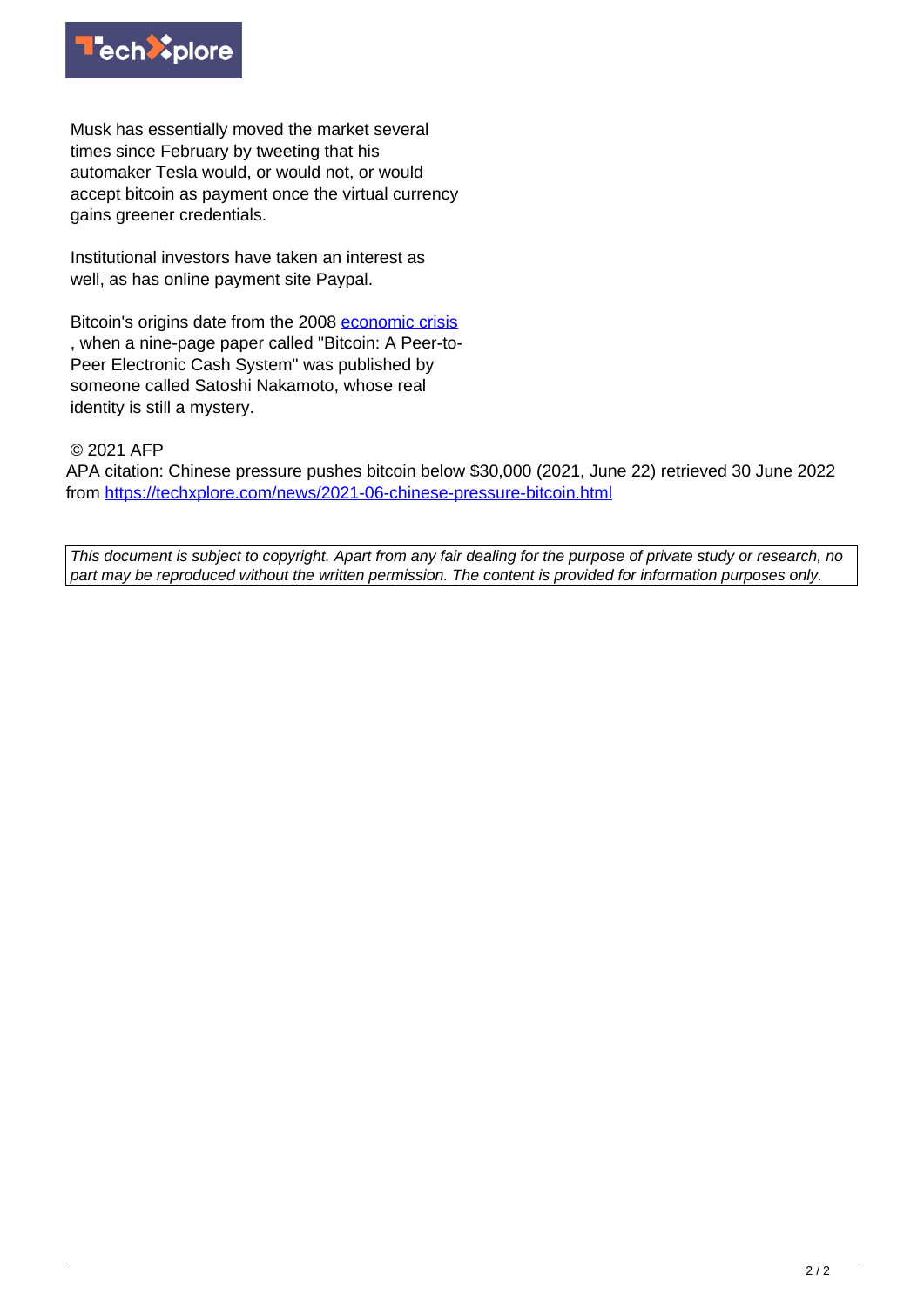Musk has essentially moved the market several times since February by tweeting that his automaker Tesla would, or would not, or would accept bitcoin as payment once the virtual currency gains greener credentials.

Institutional investors have taken an interest as well, as has online payment site Paypal.

Bitcoin's origins date from the 2008 economic crisis, when a nine-page paper called "Bitcoin: A Peer-to-Peer Electronic Cash System" was published by someone called Satoshi Nakamoto, whose real identity is still a mystery.

© 2021 AFP

APA citation: Chinese pressure pushes bitcoin below $30,000 (2021, June 22) retrieved 30 June 2022 from https://techxplore.com/news/2021-06-chinese-pressure-bitcoin.html

*This document is subject to copyright. Apart from any fair dealing for the purpose of private study or research, no part may be reproduced without the written permission. The content is provided for information purposes only.*